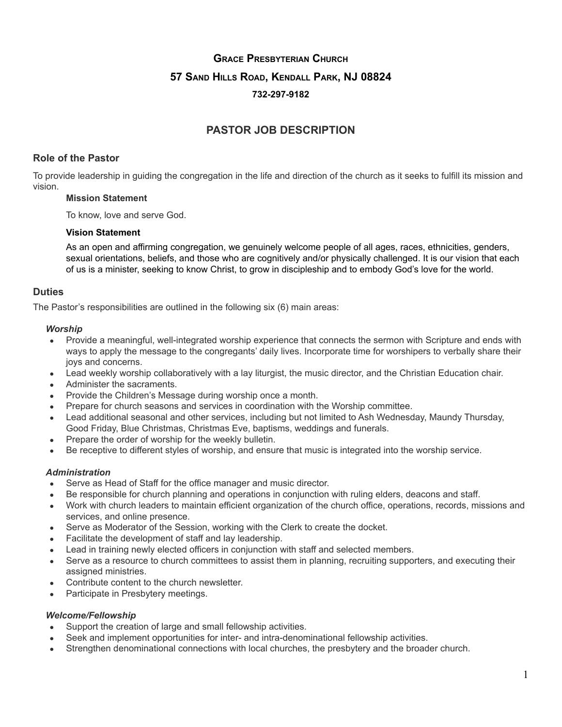# Grace Presbyterian Church

# 57 Sand Hills Road, Kendall Park, NJ 08824

**732-297-9182**

## PASTOR JOB DESCRIPTION

### Role of the Pastor

To provide leadership in guiding the congregation in the life and direction of the church as it seeks to fulfill its mission and vision.

**Mission Statement**

To know, love and serve God.

**Vision Statement**

As an open and affirming congregation, we genuinely welcome people of all ages, races, ethnicities, genders, sexual orientations, beliefs, and those who are cognitively and/or physically challenged. It is our vision that each of us is a minister, seeking to know Christ, to grow in discipleship and to embody God's love for the world.

### Duties

The Pastor's responsibilities are outlined in the following six (6) main areas:

***Worship***

- Provide a meaningful, well-integrated worship experience that connects the sermon with Scripture and ends with ways to apply the message to the congregants' daily lives. Incorporate time for worshipers to verbally share their joys and concerns.
- Lead weekly worship collaboratively with a lay liturgist, the music director, and the Christian Education chair.
- Administer the sacraments.
- Provide the Children's Message during worship once a month.
- Prepare for church seasons and services in coordination with the Worship committee.
- Lead additional seasonal and other services, including but not limited to Ash Wednesday, Maundy Thursday, Good Friday, Blue Christmas, Christmas Eve, baptisms, weddings and funerals.
- Prepare the order of worship for the weekly bulletin.
- Be receptive to different styles of worship, and ensure that music is integrated into the worship service.

***Administration***

- Serve as Head of Staff for the office manager and music director.
- Be responsible for church planning and operations in conjunction with ruling elders, deacons and staff.
- Work with church leaders to maintain efficient organization of the church office, operations, records, missions and services, and online presence.
- Serve as Moderator of the Session, working with the Clerk to create the docket.
- Facilitate the development of staff and lay leadership.
- Lead in training newly elected officers in conjunction with staff and selected members.
- Serve as a resource to church committees to assist them in planning, recruiting supporters, and executing their assigned ministries.
- Contribute content to the church newsletter.
- Participate in Presbytery meetings.

***Welcome/Fellowship***

- Support the creation of large and small fellowship activities.
- Seek and implement opportunities for inter- and intra-denominational fellowship activities.
- Strengthen denominational connections with local churches, the presbytery and the broader church.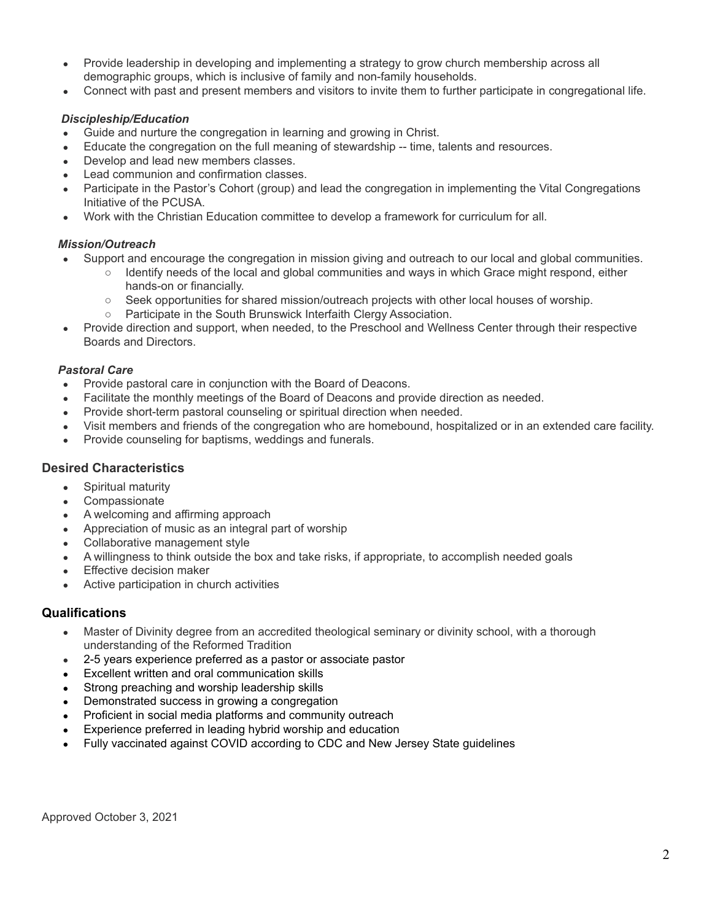- Provide leadership in developing and implementing a strategy to grow church membership across all demographic groups, which is inclusive of family and non-family households.
- Connect with past and present members and visitors to invite them to further participate in congregational life.

***Discipleship/Education***

- Guide and nurture the congregation in learning and growing in Christ.
- Educate the congregation on the full meaning of stewardship -- time, talents and resources.
- Develop and lead new members classes.
- Lead communion and confirmation classes.
- Participate in the Pastor's Cohort (group) and lead the congregation in implementing the Vital Congregations Initiative of the PCUSA.
- Work with the Christian Education committee to develop a framework for curriculum for all.

***Mission/Outreach***

- Support and encourage the congregation in mission giving and outreach to our local and global communities.
  - Identify needs of the local and global communities and ways in which Grace might respond, either hands-on or financially.
  - Seek opportunities for shared mission/outreach projects with other local houses of worship.
  - Participate in the South Brunswick Interfaith Clergy Association.
- Provide direction and support, when needed, to the Preschool and Wellness Center through their respective Boards and Directors.

***Pastoral Care***

- Provide pastoral care in conjunction with the Board of Deacons.
- Facilitate the monthly meetings of the Board of Deacons and provide direction as needed.
- Provide short-term pastoral counseling or spiritual direction when needed.
- Visit members and friends of the congregation who are homebound, hospitalized or in an extended care facility.
- Provide counseling for baptisms, weddings and funerals.

## Desired Characteristics

- Spiritual maturity
- Compassionate
- A welcoming and affirming approach
- Appreciation of music as an integral part of worship
- Collaborative management style
- A willingness to think outside the box and take risks, if appropriate, to accomplish needed goals
- Effective decision maker
- Active participation in church activities

## Qualifications

- Master of Divinity degree from an accredited theological seminary or divinity school, with a thorough understanding of the Reformed Tradition
- 2-5 years experience preferred as a pastor or associate pastor
- Excellent written and oral communication skills
- Strong preaching and worship leadership skills
- Demonstrated success in growing a congregation
- Proficient in social media platforms and community outreach
- Experience preferred in leading hybrid worship and education
- Fully vaccinated against COVID according to CDC and New Jersey State guidelines

Approved October 3, 2021